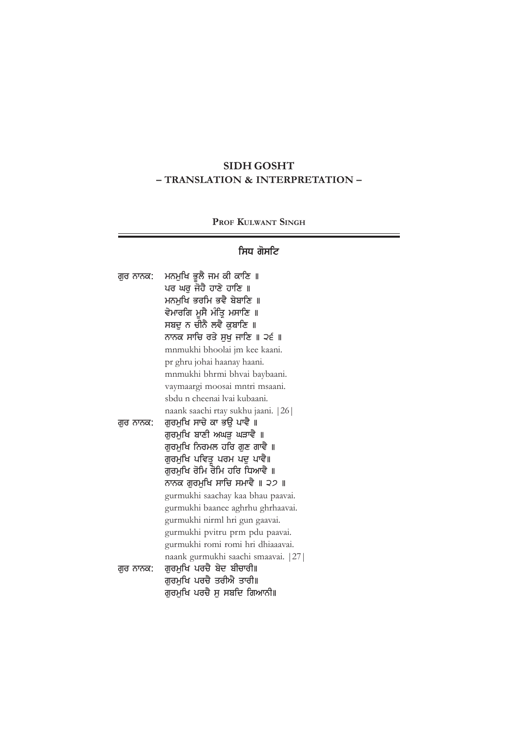# SIDH GOSHT
## – TRANSLATION & INTERPRETATION –

**PROF KULWANT SINGH**

### ਸਿਧ ਗੋਸਟਿ

ਗੁਰ ਨਾਨਕ: ਮਨਮੁਖਿ ਭੂਲੈ ਜਮ ਕੀ ਕਾਣਿ ॥
ਪਰ ਘਰੁ ਜੋਹੈ ਹਾਣੇ ਹਾਣਿ ॥
ਮਨਮੁਖਿ ਭਰਮਿ ਭਵੈ ਬੇਬਾਣਿ ॥
ਵੇਮਾਰਗਿ ਮੂਸੈ ਮੰਤ੍ਰਿ ਮਸਾਣਿ ॥
ਸਬਦੁ ਨ ਚੀਨੈ ਲਵੈ ਕੁਬਾਣਿ ॥
ਨਾਨਕ ਸਾਚਿ ਰਤੇ ਸੁਖੁ ਜਾਣਿ ॥ ੨੬ ॥

mnmukhi bhoolai jm kee kaani.
pr ghru johai haanay haani.
mnmukhi bhrmi bhvai baybaani.
vaymaargi moosai mntri msaani.
sbdu n cheenai lvai kubaani.
naank saachi rtay sukhu jaani. |26|

ਗੁਰ ਨਾਨਕ: ਗੁਰਮੁਖਿ ਸਾਚੇ ਕਾ ਭਉ ਪਾਵੈ ॥
ਗੁਰਮੁਖਿ ਬਾਣੀ ਅਘੜੁ ਘੜਾਵੈ ॥
ਗੁਰਮੁਖਿ ਨਿਰਮਲ ਹਰਿ ਗੁਣ ਗਾਵੈ ॥
ਗੁਰਮੁਖਿ ਪਵਿਤ੍ਰੁ ਪਰਮ ਪਦੁ ਪਾਵੈ॥
ਗੁਰਮੁਖਿ ਰੋਮਿ ਰੋਮਿ ਹਰਿ ਧਿਆਵੈ ॥
ਨਾਨਕ ਗੁਰਮੁਖਿ ਸਾਚਿ ਸਮਾਵੈ ॥ ੨੭ ॥

gurmukhi saachay kaa bhau paavai.
gurmukhi baanee aghrhu ghrhaavai.
gurmukhi nirml hri gun gaavai.
gurmukhi pvitru prm pdu paavai.
gurmukhi romi romi hri dhiaaavai.
naank gurmukhi saachi smaavai. |27|

ਗੁਰ ਨਾਨਕ: ਗੁਰਮੁਖਿ ਪਰਚੈ ਬੇਦ ਬੀਚਾਰੀ॥
ਗੁਰਮੁਖਿ ਪਰਚੈ ਤਰੀਐ ਤਾਰੀ॥
ਗੁਰਮੁਖਿ ਪਰਚੈ ਸੁ ਸਬਦਿ ਗਿਆਨੀ॥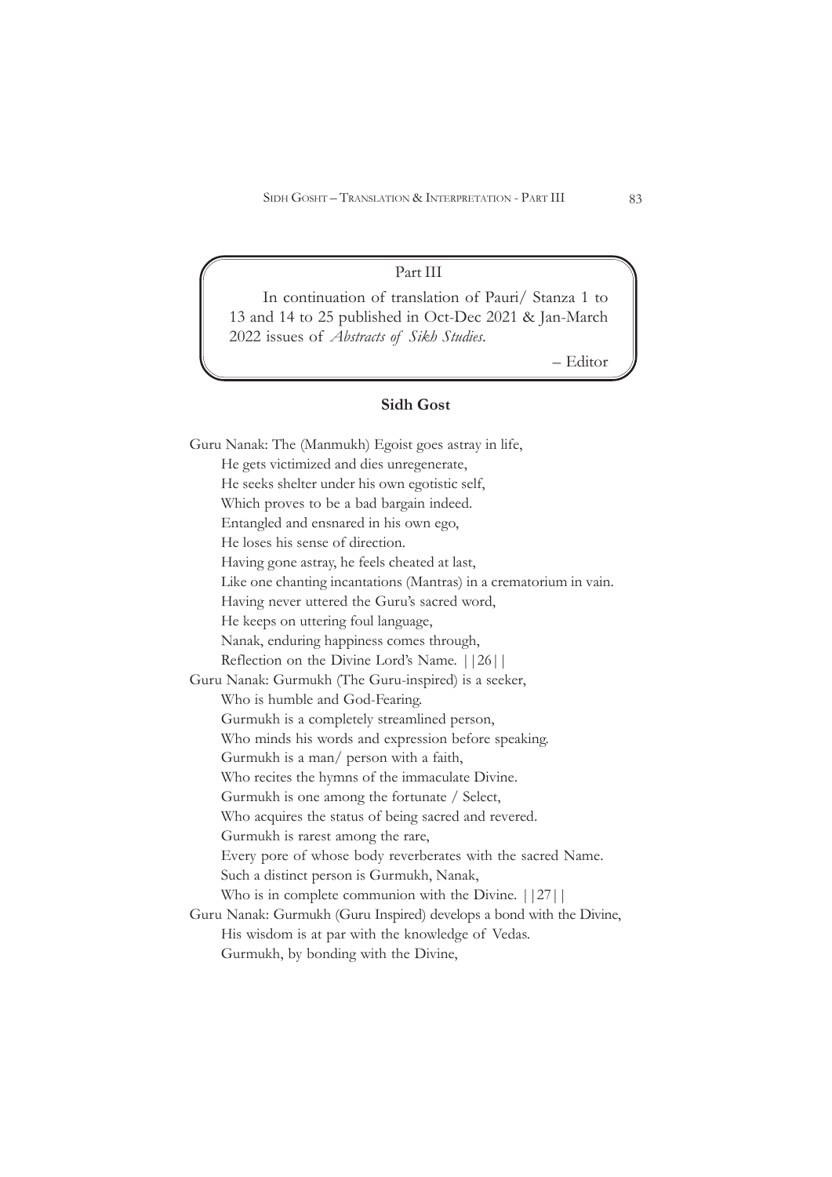Part III

In continuation of translation of Pauri/ Stanza 1 to 13 and 14 to 25 published in Oct-Dec 2021 & Jan-March 2022 issues of *Abstracts of Sikh Studies*.

– Editor

**Sidh Gost**

Guru Nanak: The (Manmukh) Egoist goes astray in life,
He gets victimized and dies unregenerate,
He seeks shelter under his own egotistic self,
Which proves to be a bad bargain indeed.
Entangled and ensnared in his own ego,
He loses his sense of direction.
Having gone astray, he feels cheated at last,
Like one chanting incantations (Mantras) in a crematorium in vain.
Having never uttered the Guru's sacred word,
He keeps on uttering foul language,
Nanak, enduring happiness comes through,
Reflection on the Divine Lord's Name. ||26||

Guru Nanak: Gurmukh (The Guru-inspired) is a seeker,
Who is humble and God-Fearing.
Gurmukh is a completely streamlined person,
Who minds his words and expression before speaking.
Gurmukh is a man/ person with a faith,
Who recites the hymns of the immaculate Divine.
Gurmukh is one among the fortunate / Select,
Who acquires the status of being sacred and revered.
Gurmukh is rarest among the rare,
Every pore of whose body reverberates with the sacred Name.
Such a distinct person is Gurmukh, Nanak,
Who is in complete communion with the Divine. ||27||

Guru Nanak: Gurmukh (Guru Inspired) develops a bond with the Divine,
His wisdom is at par with the knowledge of Vedas.
Gurmukh, by bonding with the Divine,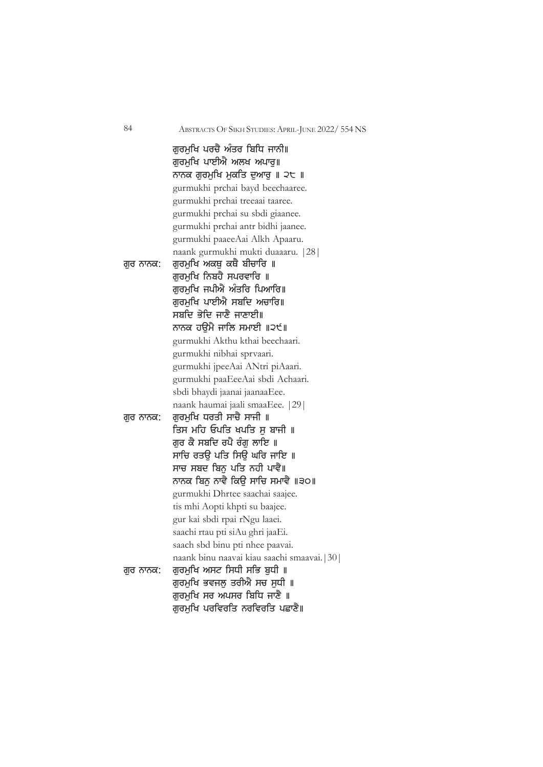ਗੁਰਮੁਖਿ ਪਰਚੈ ਅੰਤਰ ਬਿਧਿ ਜਾਨੀ॥
ਗੁਰਮੁਖਿ ਪਾਈਐ ਅਲਖ ਅਪਾਰੁ॥
ਨਾਨਕ ਗੁਰਮੁਖਿ ਮੁਕਤਿ ਦੁਆਰੁ ॥ ੨੮ ॥

gurmukhi prchai bayd beechaaree.
gurmukhi prchai treeaai taaree.
gurmukhi prchai su sbdi giaanee.
gurmukhi prchai antr bidhi jaanee.
gurmukhi paaeeAai Alkh Apaaru.
naank gurmukhi mukti duaaaru. |28|

ਗੁਰ ਨਾਨਕ: ਗੁਰਮੁਖਿ ਅਕਥੁ ਕਥੈ ਬੀਚਾਰਿ ॥
ਗੁਰਮੁਖਿ ਨਿਬਹੈ ਸਪਰਵਾਰਿ ॥
ਗੁਰਮੁਖਿ ਜਪੀਐ ਅੰਤਰਿ ਪਿਆਰਿ॥
ਗੁਰਮੁਖਿ ਪਾਈਐ ਸਬਦਿ ਅਚਾਰਿ॥
ਸਬਦਿ ਭੇਦਿ ਜਾਣੈ ਜਾਣਾਈ॥
ਨਾਨਕ ਹਉਮੈ ਜਾਲਿ ਸਮਾਈ ॥੨੯॥

gurmukhi Akthu kthai beechaari.
gurmukhi nibhai sprvaari.
gurmukhi jpeeAai ANtri piAaari.
gurmukhi paaEeeAai sbdi Achaari.
sbdi bhaydi jaanai jaanaaEee.
naank haumai jaali smaaEee. |29|

ਗੁਰ ਨਾਨਕ: ਗੁਰਮੁਖਿ ਧਰਤੀ ਸਾਚੈ ਸਾਜੀ ॥
ਤਿਸ ਮਹਿ ਓਪਤਿ ਖਪਤਿ ਸੁ ਬਾਜੀ ॥
ਗੁਰ ਕੈ ਸਬਦਿ ਰਪੈ ਰੰਗੁ ਲਾਇ ॥
ਸਾਚਿ ਰਤਉ ਪਤਿ ਸਿਉ ਘਰਿ ਜਾਇ ॥
ਸਾਚ ਸਬਦ ਬਿਨੁ ਪਤਿ ਨਹੀ ਪਾਵੈ॥
ਨਾਨਕ ਬਿਨੁ ਨਾਵੈ ਕਿਉ ਸਾਚਿ ਸਮਾਵੈ ॥੩੦॥

gurmukhi Dhrtee saachai saajee.
tis mhi Aopti khpti su baajee.
gur kai sbdi rpai rNgu laaei.
saachi rtau pti siAu ghri jaaEi.
saach sbd binu pti nhee paavai.
naank binu naavai kiau saachi smaavai.|30|

ਗੁਰ ਨਾਨਕ: ਗੁਰਮੁਖਿ ਅਸਟ ਸਿਧੀ ਸਭਿ ਬੁਧੀ ॥
ਗੁਰਮੁਖਿ ਭਵਜਲੁ ਤਰੀਐ ਸਚ ਸੁਧੀ ॥
ਗੁਰਮੁਖਿ ਸਰ ਅਪਸਰ ਬਿਧਿ ਜਾਣੈ ॥
ਗੁਰਮੁਖਿ ਪਰਵਿਰਤਿ ਨਰਵਿਰਤਿ ਪਛਾਣੈ॥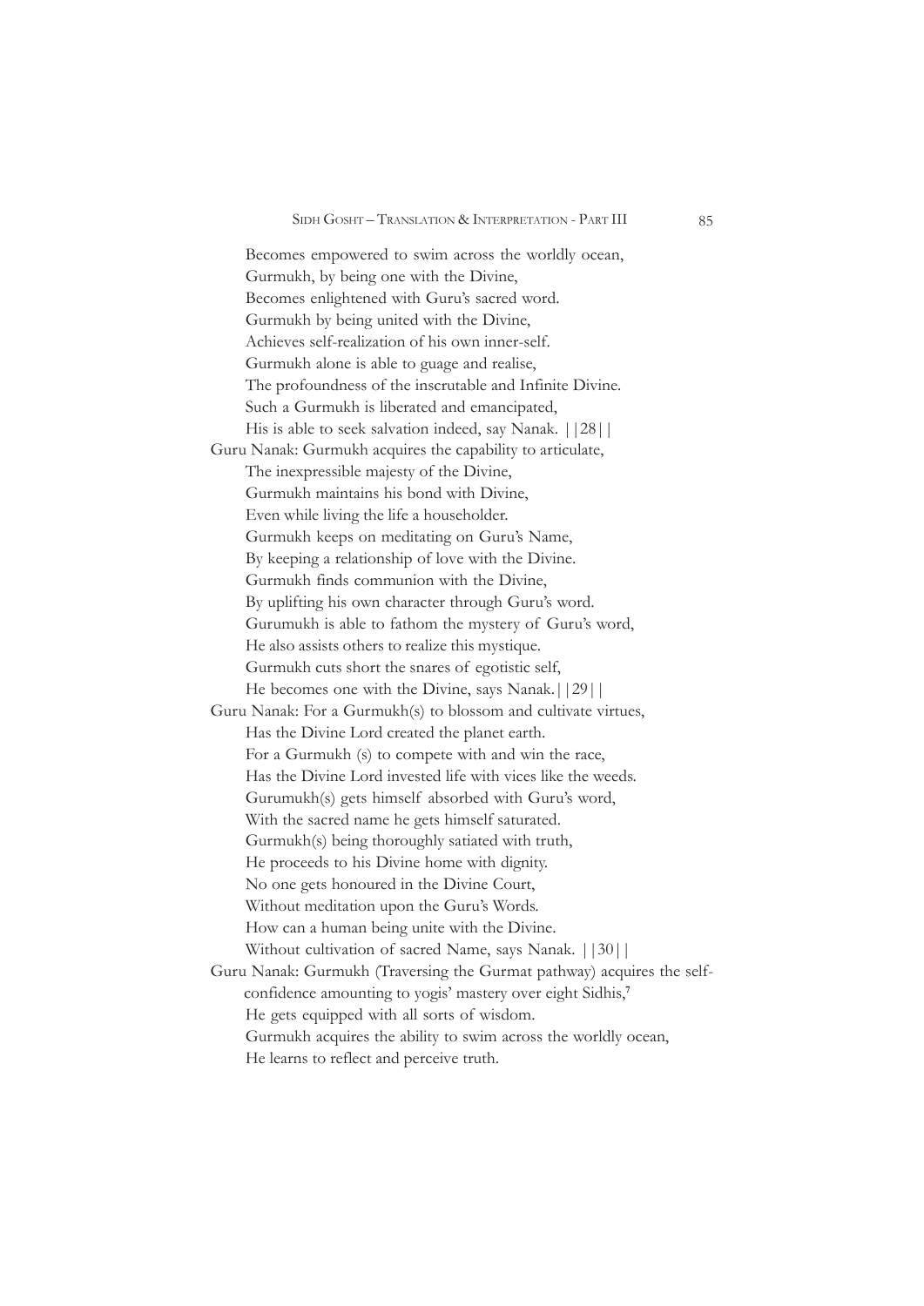Becomes empowered to swim across the worldly ocean,
Gurmukh, by being one with the Divine,
Becomes enlightened with Guru's sacred word.
Gurmukh by being united with the Divine,
Achieves self-realization of his own inner-self.
Gurmukh alone is able to guage and realise,
The profoundness of the inscrutable and Infinite Divine.
Such a Gurmukh is liberated and emancipated,
His is able to seek salvation indeed, say Nanak. ||28||

Guru Nanak: Gurmukh acquires the capability to articulate,
The inexpressible majesty of the Divine,
Gurmukh maintains his bond with Divine,
Even while living the life a householder.
Gurmukh keeps on meditating on Guru's Name,
By keeping a relationship of love with the Divine.
Gurmukh finds communion with the Divine,
By uplifting his own character through Guru's word.
Gurumukh is able to fathom the mystery of Guru's word,
He also assists others to realize this mystique.
Gurmukh cuts short the snares of egotistic self,
He becomes one with the Divine, says Nanak.||29||

Guru Nanak: For a Gurmukh(s) to blossom and cultivate virtues,
Has the Divine Lord created the planet earth.
For a Gurmukh (s) to compete with and win the race,
Has the Divine Lord invested life with vices like the weeds.
Gurumukh(s) gets himself absorbed with Guru's word,
With the sacred name he gets himself saturated.
Gurmukh(s) being thoroughly satiated with truth,
He proceeds to his Divine home with dignity.
No one gets honoured in the Divine Court,
Without meditation upon the Guru's Words.
How can a human being unite with the Divine.
Without cultivation of sacred Name, says Nanak. ||30||

Guru Nanak: Gurmukh (Traversing the Gurmat pathway) acquires the self-confidence amounting to yogis' mastery over eight Sidhis,[7]
He gets equipped with all sorts of wisdom.
Gurmukh acquires the ability to swim across the worldly ocean,
He learns to reflect and perceive truth.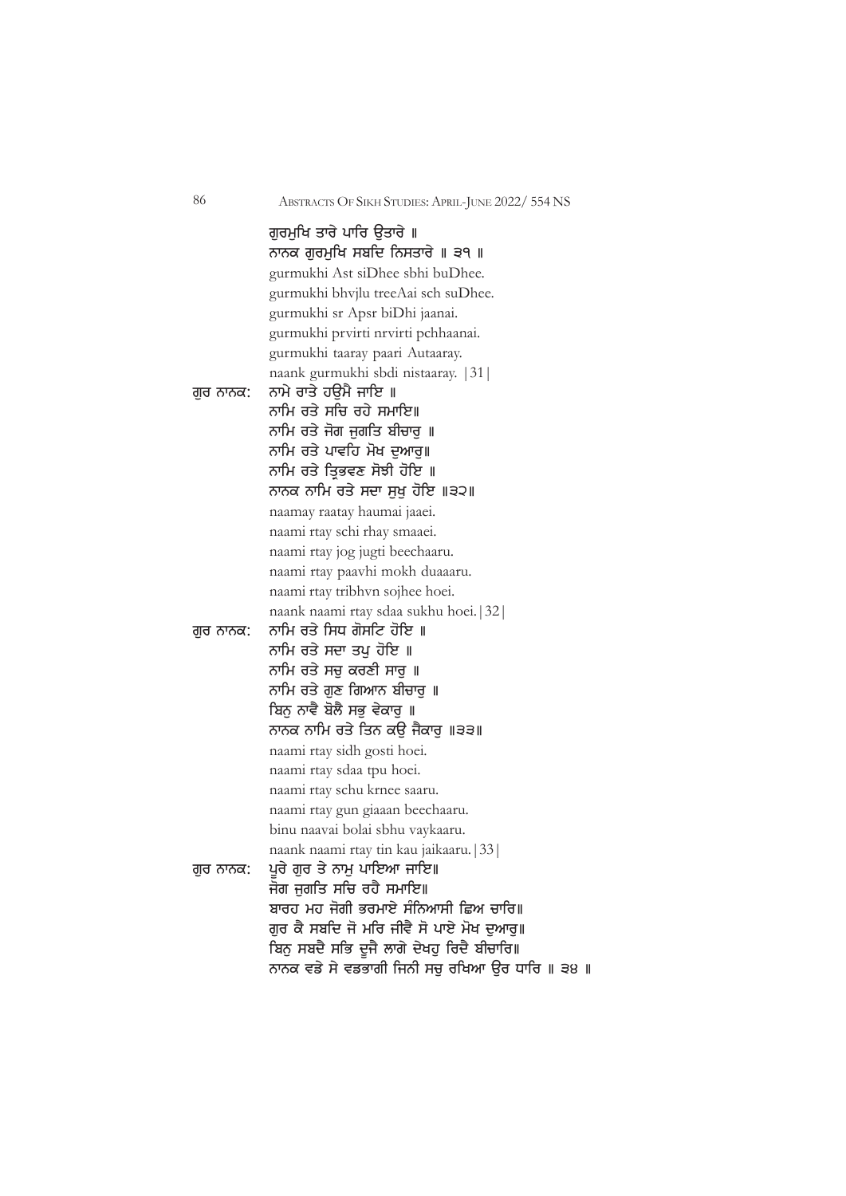ਗੁਰਮੁਖਿ ਤਾਰੇ ਪਾਰਿ ਉਤਾਰੇ ॥
ਨਾਨਕ ਗੁਰਮੁਖਿ ਸਬਦਿ ਨਿਸਤਾਰੇ ॥ ੩੧ ॥
gurmukhi Ast siDhee sbhi buDhee.
gurmukhi bhvjlu treeAai sch suDhee.
gurmukhi sr Apsr biDhi jaanai.
gurmukhi prvirti nrvirti pchhaanai.
gurmukhi taaray paari Autaaray.
naank gurmukhi sbdi nistaaray. |31|

ਗੁਰ ਨਾਨਕ: ਨਾਮੇ ਰਾਤੇ ਹਉਮੈ ਜਾਇ ॥
ਨਾਮਿ ਰਤੇ ਸਚਿ ਰਹੇ ਸਮਾਇ॥
ਨਾਮਿ ਰਤੇ ਜੋਗ ਜੁਗਤਿ ਬੀਚਾਰੁ ॥
ਨਾਮਿ ਰਤੇ ਪਾਵਹਿ ਮੋਖ ਦੁਆਰੁ॥
ਨਾਮਿ ਰਤੇ ਤ੍ਰਿਭਵਣ ਸੋਝੀ ਹੋਇ ॥
ਨਾਨਕ ਨਾਮਿ ਰਤੇ ਸਦਾ ਸੁਖੁ ਹੋਇ ॥੩੨॥
naamay raatay haumai jaaei.
naami rtay schi rhay smaaei.
naami rtay jog jugti beechaaru.
naami rtay paavhi mokh duaaaru.
naami rtay tribhvn sojhee hoei.
naank naami rtay sdaa sukhu hoei.|32|

ਗੁਰ ਨਾਨਕ: ਨਾਮਿ ਰਤੇ ਸਿਧ ਗੋਸਟਿ ਹੋਇ ॥
ਨਾਮਿ ਰਤੇ ਸਦਾ ਤਪੁ ਹੋਇ ॥
ਨਾਮਿ ਰਤੇ ਸਚੁ ਕਰਣੀ ਸਾਰੁ ॥
ਨਾਮਿ ਰਤੇ ਗੁਣ ਗਿਆਨ ਬੀਚਾਰੁ ॥
ਬਿਨੁ ਨਾਵੈ ਬੋਲੈ ਸਭੁ ਵੇਕਾਰੁ ॥
ਨਾਨਕ ਨਾਮਿ ਰਤੇ ਤਿਨ ਕਉ ਜੈਕਾਰੁ ॥੩੩॥
naami rtay sidh gosti hoei.
naami rtay sdaa tpu hoei.
naami rtay schu krnee saaru.
naami rtay gun giaaan beechaaru.
binu naavai bolai sbhu vaykaaru.
naank naami rtay tin kau jaikaaru.|33|

ਗੁਰ ਨਾਨਕ: ਪੂਰੇ ਗੁਰ ਤੇ ਨਾਮੁ ਪਾਇਆ ਜਾਇ॥
ਜੋਗ ਜੁਗਤਿ ਸਚਿ ਰਹੈ ਸਮਾਇ॥
ਬਾਰਹ ਮਹ ਜੋਗੀ ਭਰਮਾਏ ਸੰਨਿਆਸੀ ਛਿਅ ਚਾਰਿ॥
ਗੁਰ ਕੈ ਸਬਦਿ ਜੋ ਮਰਿ ਜੀਵੈ ਸੋ ਪਾਏ ਮੋਖ ਦੁਆਰੁ॥
ਬਿਨੁ ਸਬਦੈ ਸਭਿ ਦੂਜੈ ਲਾਗੇ ਦੇਖਹੁ ਰਿਦੈ ਬੀਚਾਰਿ॥
ਨਾਨਕ ਵਡੇ ਸੇ ਵਡਭਾਗੀ ਜਿਨੀ ਸਚੁ ਰਖਿਆ ਉਰ ਧਾਰਿ ॥ ੩੪ ॥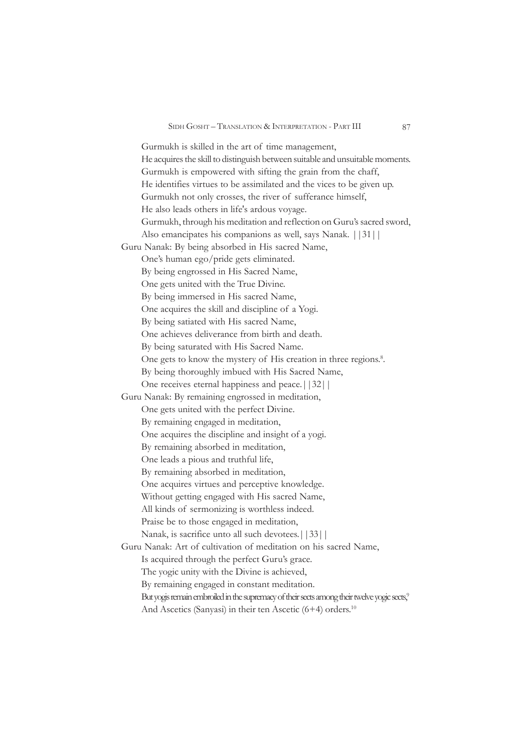Gurmukh is skilled in the art of time management,  
He acquires the skill to distinguish between suitable and unsuitable moments.  
Gurmukh is empowered with sifting the grain from the chaff,  
He identifies virtues to be assimilated and the vices to be given up.  
Gurmukh not only crosses, the river of sufferance himself,  
He also leads others in life's ardous voyage.  
Gurmukh, through his meditation and reflection on Guru's sacred sword,  
Also emancipates his companions as well, says Nanak. ||31||

Guru Nanak: By being absorbed in His sacred Name,  
One's human ego/pride gets eliminated.  
By being engrossed in His Sacred Name,  
One gets united with the True Divine.  
By being immersed in His sacred Name,  
One acquires the skill and discipline of a Yogi.  
By being satiated with His sacred Name,  
One achieves deliverance from birth and death.  
By being saturated with His Sacred Name.  
One gets to know the mystery of His creation in three regions.[8].  
By being thoroughly imbued with His Sacred Name,  
One receives eternal happiness and peace.||32||

Guru Nanak: By remaining engrossed in meditation,  
One gets united with the perfect Divine.  
By remaining engaged in meditation,  
One acquires the discipline and insight of a yogi.  
By remaining absorbed in meditation,  
One leads a pious and truthful life,  
By remaining absorbed in meditation,  
One acquires virtues and perceptive knowledge.  
Without getting engaged with His sacred Name,  
All kinds of sermonizing is worthless indeed.  
Praise be to those engaged in meditation,  
Nanak, is sacrifice unto all such devotees.||33||

Guru Nanak: Art of cultivation of meditation on his sacred Name,  
Is acquired through the perfect Guru's grace.  
The yogic unity with the Divine is achieved,  
By remaining engaged in constant meditation.  
But yogis remain embroiled in the supremacy of their sects among their twelve yogic sects,[9]  
And Ascetics (Sanyasi) in their ten Ascetic (6+4) orders.[10]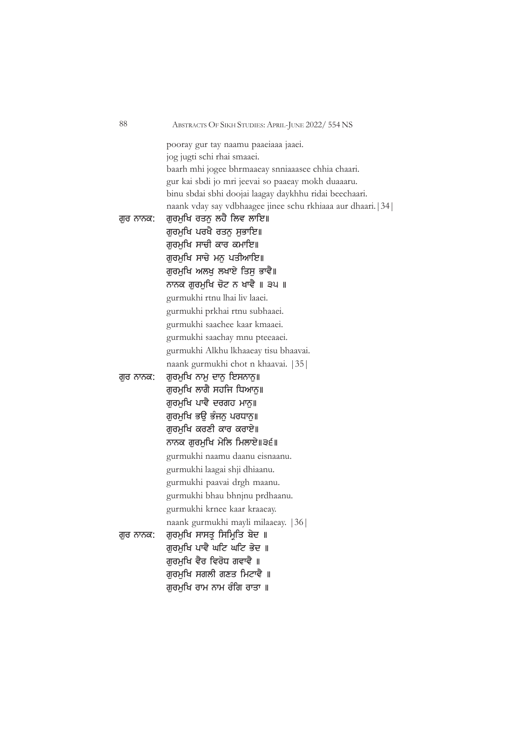pooray gur tay naamu paaeiaaa jaaei.
jog jugti schi rhai smaaei.
baarh mhi jogee bhrmaaeay snniaaasee chhia chaari.
gur kai sbdi jo mri jeevai so paaeay mokh duaaaru.
binu sbdai sbhi doojai laagay daykhhu ridai beechaari.
naank vday say vdbhaagee jinee schu rkhiaaa aur dhaari.|34|

ਗੁਰ ਨਾਨਕ: ਗੁਰਮੁਖਿ ਰਤਨੁ ਲਹੈ ਲਿਵ ਲਾਇ॥
ਗੁਰਮੁਖਿ ਪਰਖੈ ਰਤਨੁ ਸੁਭਾਇ॥
ਗੁਰਮੁਖਿ ਸਾਚੀ ਕਾਰ ਕਮਾਇ॥
ਗੁਰਮੁਖਿ ਸਾਚੇ ਮਨੁ ਪਤੀਆਇ॥
ਗੁਰਮੁਖਿ ਅਲਖੁ ਲਖਾਏ ਤਿਸੁ ਭਾਵੈ॥
ਨਾਨਕ ਗੁਰਮੁਖਿ ਚੋਟ ਨ ਖਾਵੈ ॥ ੩੫ ॥

gurmukhi rtnu lhai liv laaei.
gurmukhi prkhai rtnu subhaaei.
gurmukhi saachee kaar kmaaei.
gurmukhi saachay mnu pteeaaei.
gurmukhi Alkhu lkhaaeay tisu bhaavai.
naank gurmukhi chot n khaavai. |35|

ਗੁਰ ਨਾਨਕ: ਗੁਰਮੁਖਿ ਨਾਮੁ ਦਾਨੁ ਇਸਨਾਨੁ॥
ਗੁਰਮੁਖਿ ਲਾਗੈ ਸਹਜਿ ਧਿਆਨੁ॥
ਗੁਰਮੁਖਿ ਪਾਵੈ ਦਰਗਹ ਮਾਨੁ॥
ਗੁਰਮੁਖਿ ਭਉ ਭੰਜਨੁ ਪਰਧਾਨੁ॥
ਗੁਰਮੁਖਿ ਕਰਣੀ ਕਾਰ ਕਰਾਏ॥
ਨਾਨਕ ਗੁਰਮੁਖਿ ਮੇਲਿ ਮਿਲਾਏ॥੩੬॥

gurmukhi naamu daanu eisnaanu.
gurmukhi laagai shji dhiaanu.
gurmukhi paavai drgh maanu.
gurmukhi bhau bhnjnu prdhaanu.
gurmukhi krnee kaar kraaeay.
naank gurmukhi mayli milaaeay. |36|

ਗੁਰ ਨਾਨਕ: ਗੁਰਮੁਖਿ ਸਾਸਤ੍ਰ ਸਿਮ੍ਰਿਤਿ ਬੇਦ ॥
ਗੁਰਮੁਖਿ ਪਾਵੈ ਘਟਿ ਘਟਿ ਭੇਦ ॥
ਗੁਰਮੁਖਿ ਵੈਰ ਵਿਰੋਧ ਗਵਾਵੈ ॥
ਗੁਰਮੁਖਿ ਸਗਲੀ ਗਣਤ ਮਿਟਾਵੈ ॥
ਗੁਰਮੁਖਿ ਰਾਮ ਨਾਮ ਰੰਗਿ ਰਾਤਾ ॥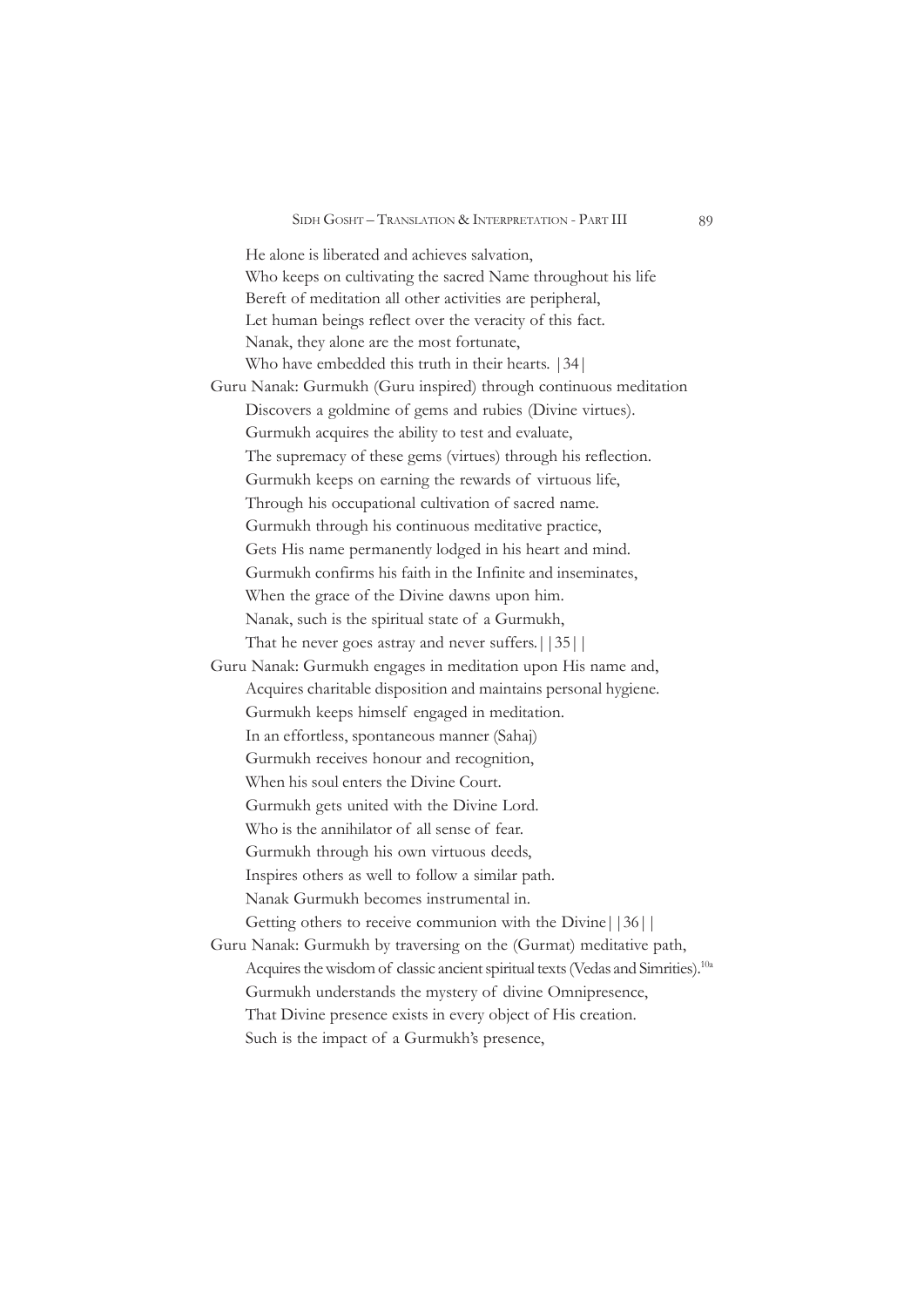He alone is liberated and achieves salvation,  
Who keeps on cultivating the sacred Name throughout his life  
Bereft of meditation all other activities are peripheral,  
Let human beings reflect over the veracity of this fact.  
Nanak, they alone are the most fortunate,  
Who have embedded this truth in their hearts. |34|

Guru Nanak: Gurmukh (Guru inspired) through continuous meditation  
Discovers a goldmine of gems and rubies (Divine virtues).  
Gurmukh acquires the ability to test and evaluate,  
The supremacy of these gems (virtues) through his reflection.  
Gurmukh keeps on earning the rewards of virtuous life,  
Through his occupational cultivation of sacred name.  
Gurmukh through his continuous meditative practice,  
Gets His name permanently lodged in his heart and mind.  
Gurmukh confirms his faith in the Infinite and inseminates,  
When the grace of the Divine dawns upon him.  
Nanak, such is the spiritual state of a Gurmukh,  
That he never goes astray and never suffers.||35||

Guru Nanak: Gurmukh engages in meditation upon His name and,  
Acquires charitable disposition and maintains personal hygiene.  
Gurmukh keeps himself engaged in meditation.  
In an effortless, spontaneous manner (Sahaj)  
Gurmukh receives honour and recognition,  
When his soul enters the Divine Court.  
Gurmukh gets united with the Divine Lord.  
Who is the annihilator of all sense of fear.  
Gurmukh through his own virtuous deeds,  
Inspires others as well to follow a similar path.  
Nanak Gurmukh becomes instrumental in.  
Getting others to receive communion with the Divine||36||

Guru Nanak: Gurmukh by traversing on the (Gurmat) meditative path,  
Acquires the wisdom of classic ancient spiritual texts (Vedas and Simrities).[10a]  
Gurmukh understands the mystery of divine Omnipresence,  
That Divine presence exists in every object of His creation.  
Such is the impact of a Gurmukh's presence,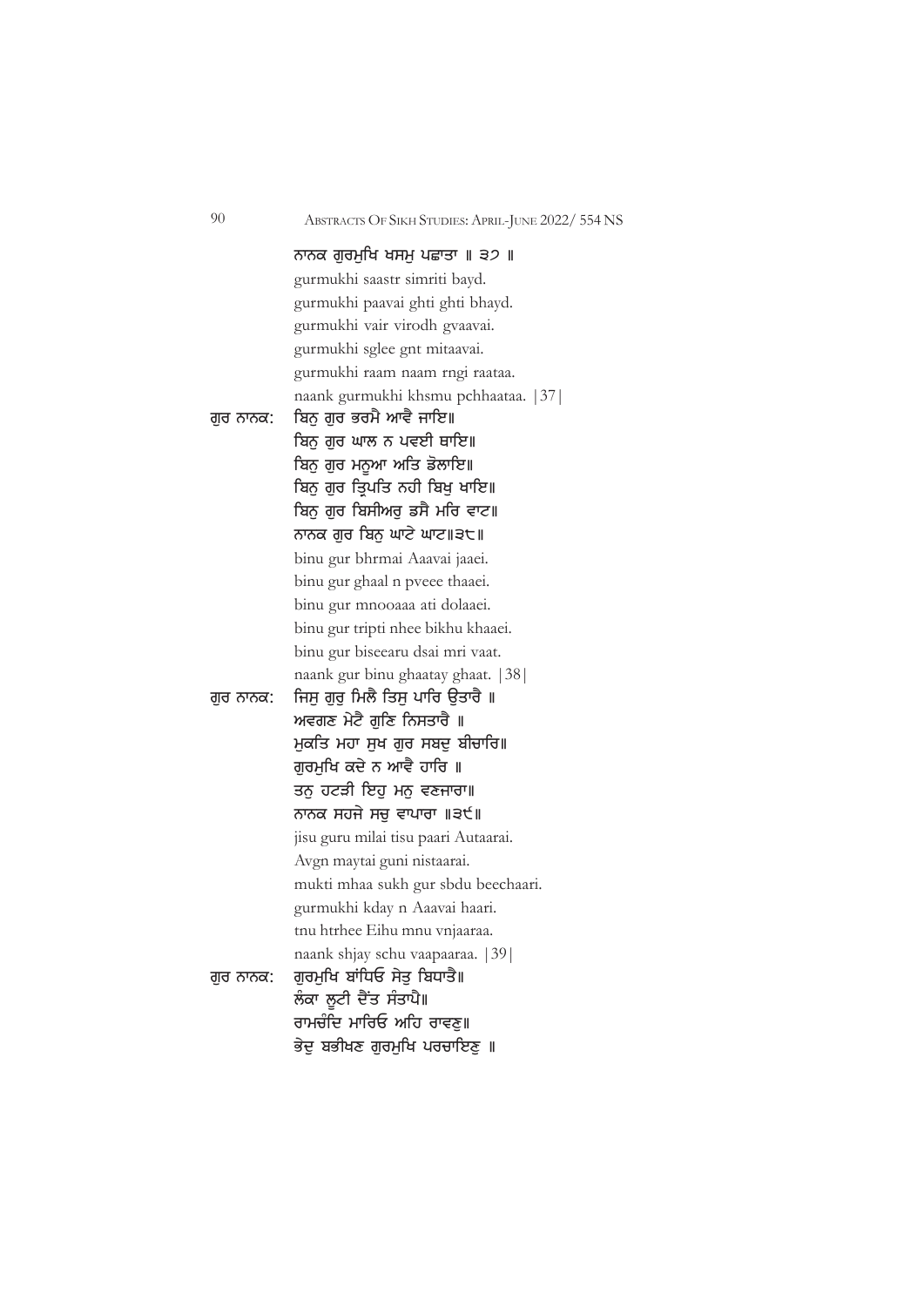ਨਾਨਕ ਗੁਰਮੁਖਿ ਖਸਮੁ ਪਛਾਤਾ ॥ ੩੭ ॥
gurmukhi saastr simriti bayd.
gurmukhi paavai ghti ghti bhayd.
gurmukhi vair virodh gvaavai.
gurmukhi sglee gnt mitaavai.
gurmukhi raam naam rngi raataa.
naank gurmukhi khsmu pchhaataa. |37|

ਗੁਰ ਨਾਨਕ: ਬਿਨੁ ਗੁਰ ਭਰਮੈ ਆਵੈ ਜਾਇ॥
ਬਿਨੁ ਗੁਰ ਘਾਲ ਨ ਪਵਈ ਥਾਇ॥
ਬਿਨੁ ਗੁਰ ਮਨੂਆ ਅਤਿ ਡੋਲਾਇ॥
ਬਿਨੁ ਗੁਰ ਤ੍ਰਿਪਤਿ ਨਹੀ ਬਿਖੁ ਖਾਇ॥
ਬਿਨੁ ਗੁਰ ਬਿਸੀਅਰੁ ਡਸੈ ਮਰਿ ਵਾਟ॥
ਨਾਨਕ ਗੁਰ ਬਿਨੁ ਘਾਟੇ ਘਾਟ॥੩੮॥
binu gur bhrmai Aaavai jaaei.
binu gur ghaal n pveee thaaei.
binu gur mnooaaa ati dolaaei.
binu gur tripti nhee bikhu khaaei.
binu gur biseearu dsai mri vaat.
naank gur binu ghaatay ghaat. |38|

ਗੁਰ ਨਾਨਕ: ਜਿਸੁ ਗੁਰੁ ਮਿਲੈ ਤਿਸੁ ਪਾਰਿ ਉਤਾਰੈ ॥
ਅਵਗਣ ਮੇਟੈ ਗੁਣਿ ਨਿਸਤਾਰੈ ॥
ਮੁਕਤਿ ਮਹਾ ਸੁਖ ਗੁਰ ਸਬਦੁ ਬੀਚਾਰਿ॥
ਗੁਰਮੁਖਿ ਕਦੇ ਨ ਆਵੈ ਹਾਰਿ ॥
ਤਨੁ ਹਟੜੀ ਇਹੁ ਮਨੁ ਵਣਜਾਰਾ॥
ਨਾਨਕ ਸਹਜੇ ਸਚੁ ਵਾਪਾਰਾ ॥੩੯॥
jisu guru milai tisu paari Autaarai.
Avgn maytai guni nistaarai.
mukti mhaa sukh gur sbdu beechaari.
gurmukhi kday n Aaavai haari.
tnu htrhee Eihu mnu vnjaaraa.
naank shjay schu vaapaaraa. |39|

ਗੁਰ ਨਾਨਕ: ਗੁਰਮੁਖਿ ਬਾਂਧਿਓ ਸੇਤੁ ਬਿਧਾਤੈ॥
ਲੰਕਾ ਲੂਟੀ ਦੈਂਤ ਸੰਤਾਪੈ॥
ਰਾਮਚੰਦਿ ਮਾਰਿਓ ਅਹਿ ਰਾਵਣੁ॥
ਭੇਦੁ ਬਭੀਖਣ ਗੁਰਮੁਖਿ ਪਰਚਾਇਣੁ ॥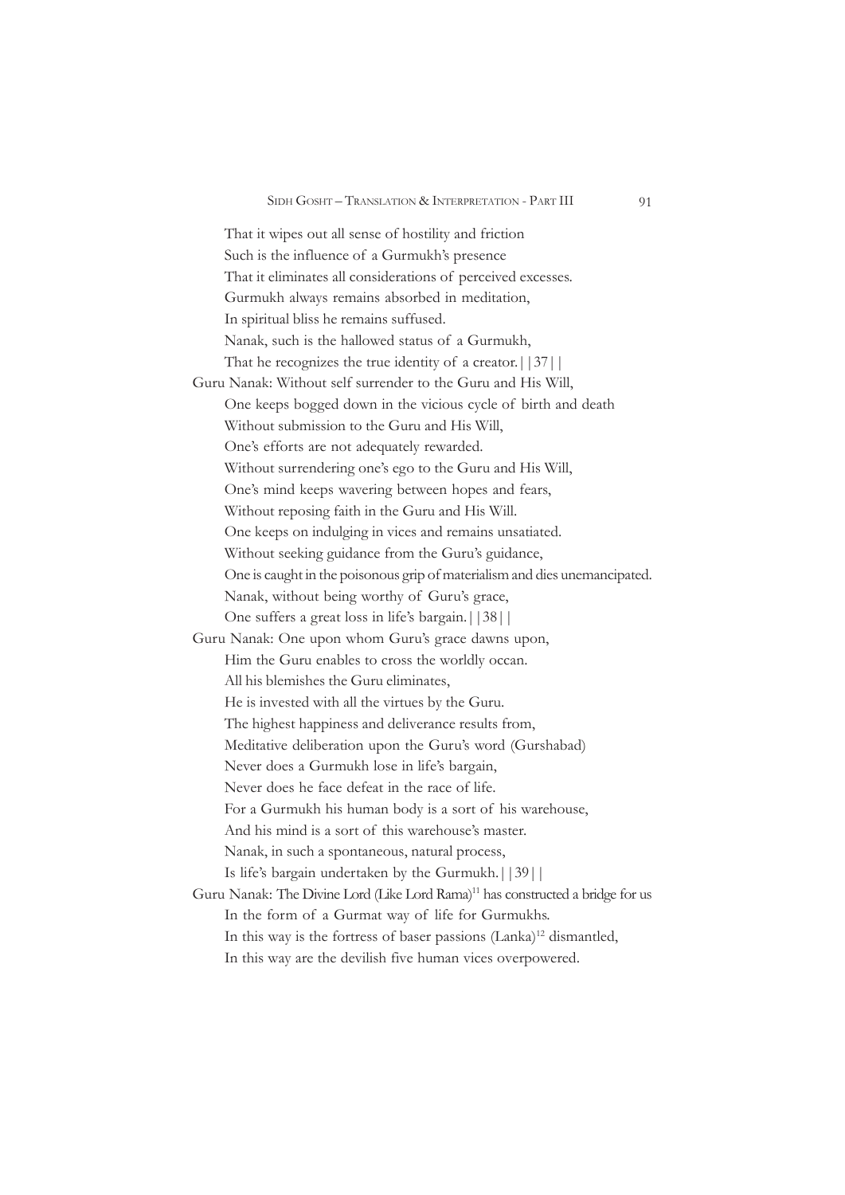That it wipes out all sense of hostility and friction
Such is the influence of a Gurmukh's presence
That it eliminates all considerations of perceived excesses.
Gurmukh always remains absorbed in meditation,
In spiritual bliss he remains suffused.
Nanak, such is the hallowed status of a Gurmukh,
That he recognizes the true identity of a creator.||37||

Guru Nanak: Without self surrender to the Guru and His Will,
One keeps bogged down in the vicious cycle of birth and death
Without submission to the Guru and His Will,
One's efforts are not adequately rewarded.
Without surrendering one's ego to the Guru and His Will,
One's mind keeps wavering between hopes and fears,
Without reposing faith in the Guru and His Will.
One keeps on indulging in vices and remains unsatiated.
Without seeking guidance from the Guru's guidance,
One is caught in the poisonous grip of materialism and dies unemancipated.
Nanak, without being worthy of Guru's grace,
One suffers a great loss in life's bargain.||38||

Guru Nanak: One upon whom Guru's grace dawns upon,
Him the Guru enables to cross the worldly occan.
All his blemishes the Guru eliminates,
He is invested with all the virtues by the Guru.
The highest happiness and deliverance results from,
Meditative deliberation upon the Guru's word (Gurshabad)
Never does a Gurmukh lose in life's bargain,
Never does he face defeat in the race of life.
For a Gurmukh his human body is a sort of his warehouse,
And his mind is a sort of this warehouse's master.
Nanak, in such a spontaneous, natural process,
Is life's bargain undertaken by the Gurmukh.||39||

Guru Nanak: The Divine Lord (Like Lord Rama)[11] has constructed a bridge for us
In the form of a Gurmat way of life for Gurmukhs.
In this way is the fortress of baser passions (Lanka)[12] dismantled,
In this way are the devilish five human vices overpowered.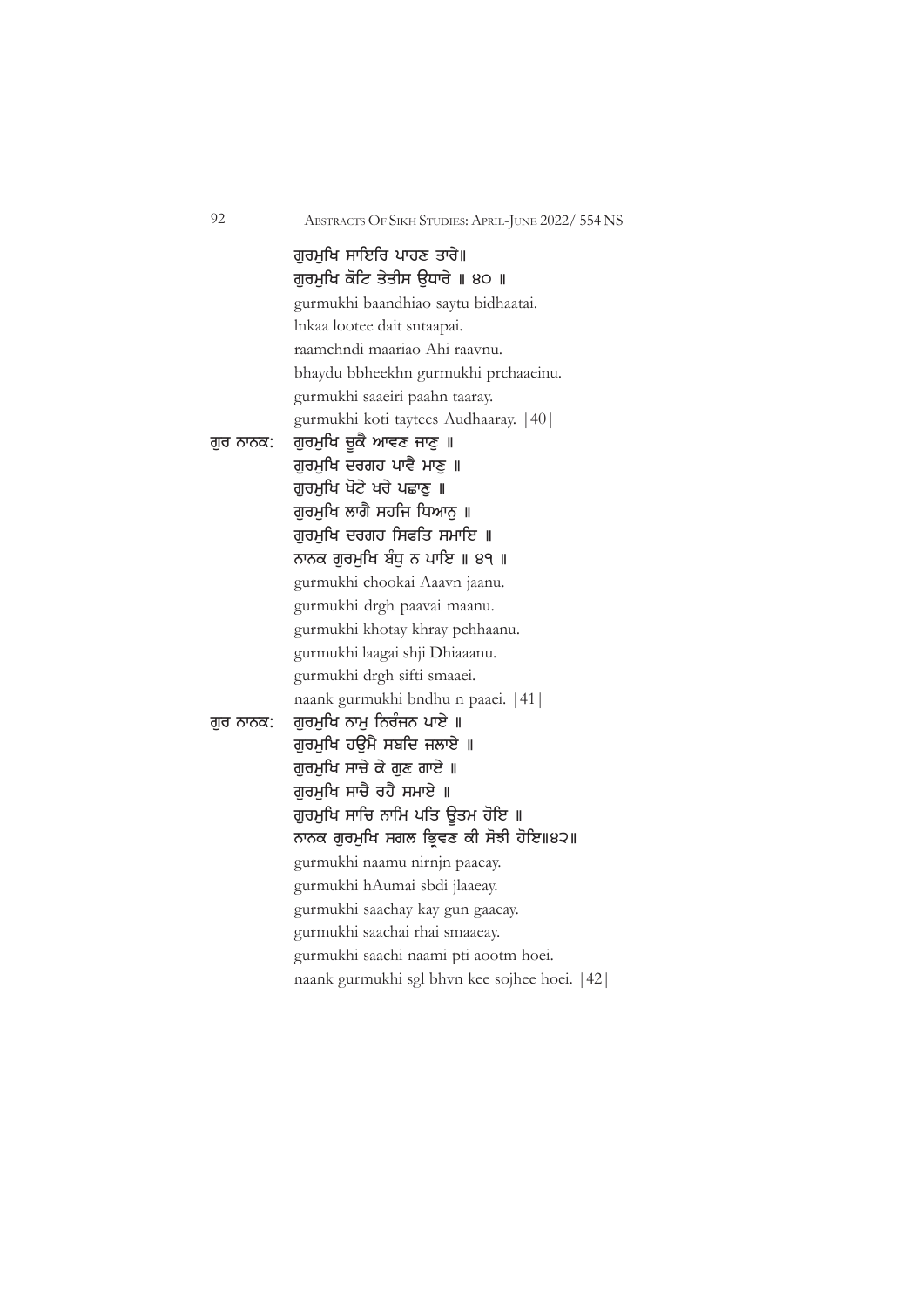ਗੁਰਮੁਖਿ ਸਾਇਰਿ ਪਾਹਣ ਤਾਰੇ॥
ਗੁਰਮੁਖਿ ਕੋਟਿ ਤੇਤੀਸ ਉਧਾਰੇ ॥ ੪੦ ॥
gurmukhi baandhiao saytu bidhaatai.
lnkaa lootee dait sntaapai.
raamchndi maariao Ahi raavnu.
bhaydu bbheekhn gurmukhi prchaaeinu.
gurmukhi saaeiri paahn taaray.
gurmukhi koti taytees Audhaaray. |40|

ਗੁਰ ਨਾਨਕ: ਗੁਰਮੁਖਿ ਚੂਕੈ ਆਵਣ ਜਾਣੁ ॥
ਗੁਰਮੁਖਿ ਦਰਗਹ ਪਾਵੈ ਮਾਣੁ ॥
ਗੁਰਮੁਖਿ ਖੋਟੇ ਖਰੇ ਪਛਾਣੁ ॥
ਗੁਰਮੁਖਿ ਲਾਗੈ ਸਹਜਿ ਧਿਆਨੁ ॥
ਗੁਰਮੁਖਿ ਦਰਗਹ ਸਿਫਤਿ ਸਮਾਇ ॥
ਨਾਨਕ ਗੁਰਮੁਖਿ ਬੰਧੁ ਨ ਪਾਇ ॥ ੪੧ ॥
gurmukhi chookai Aaavn jaanu.
gurmukhi drgh paavai maanu.
gurmukhi khotay khray pchhaanu.
gurmukhi laagai shji Dhiaaanu.
gurmukhi drgh sifti smaaei.
naank gurmukhi bndhu n paaei. |41|

ਗੁਰ ਨਾਨਕ: ਗੁਰਮੁਖਿ ਨਾਮੁ ਨਿਰੰਜਨ ਪਾਏ ॥
ਗੁਰਮੁਖਿ ਹਉਮੈ ਸਬਦਿ ਜਲਾਏ ॥
ਗੁਰਮੁਖਿ ਸਾਚੇ ਕੇ ਗੁਣ ਗਾਏ ॥
ਗੁਰਮੁਖਿ ਸਾਚੈ ਰਹੈ ਸਮਾਏ ॥
ਗੁਰਮੁਖਿ ਸਾਚਿ ਨਾਮਿ ਪਤਿ ਊਤਮ ਹੋਇ ॥
ਨਾਨਕ ਗੁਰਮੁਖਿ ਸਗਲ ਭਵਣ ਕੀ ਸੋਝੀ ਹੋਇ॥੪੨॥
gurmukhi naamu nirnjn paaeay.
gurmukhi hAumai sbdi jlaaeay.
gurmukhi saachay kay gun gaaeay.
gurmukhi saachai rhai smaaeay.
gurmukhi saachi naami pti aootm hoei.
naank gurmukhi sgl bhvn kee sojhee hoei. |42|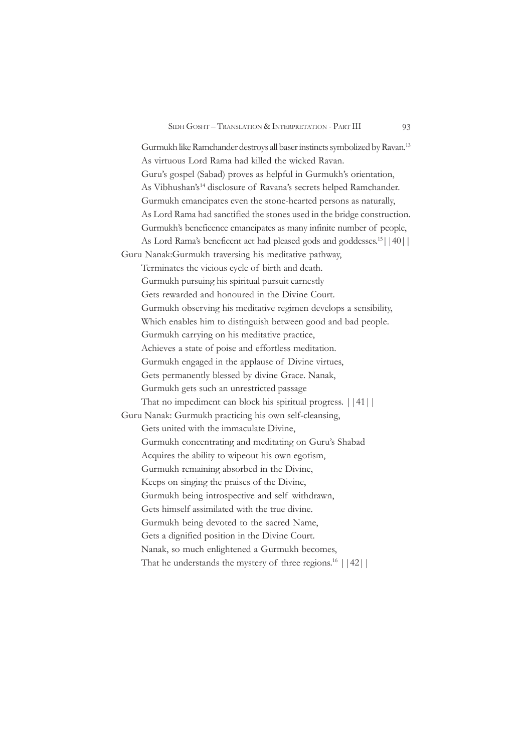Gurmukh like Ramchander destroys all baser instincts symbolized by Ravan.[13]  
As virtuous Lord Rama had killed the wicked Ravan.  
Guru's gospel (Sabad) proves as helpful in Gurmukh's orientation,  
As Vibhushan's[14] disclosure of Ravana's secrets helped Ramchander.  
Gurmukh emancipates even the stone-hearted persons as naturally,  
As Lord Rama had sanctified the stones used in the bridge construction.  
Gurmukh's beneficence emancipates as many infinite number of people,  
As Lord Rama's beneficent act had pleased gods and goddesses.[15] ||40||

Guru Nanak:Gurmukh traversing his meditative pathway,  
Terminates the vicious cycle of birth and death.  
Gurmukh pursuing his spiritual pursuit earnestly  
Gets rewarded and honoured in the Divine Court.  
Gurmukh observing his meditative regimen develops a sensibility,  
Which enables him to distinguish between good and bad people.  
Gurmukh carrying on his meditative practice,  
Achieves a state of poise and effortless meditation.  
Gurmukh engaged in the applause of Divine virtues,  
Gets permanently blessed by divine Grace. Nanak,  
Gurmukh gets such an unrestricted passage  
That no impediment can block his spiritual progress. ||41||

Guru Nanak: Gurmukh practicing his own self-cleansing,  
Gets united with the immaculate Divine,  
Gurmukh concentrating and meditating on Guru's Shabad  
Acquires the ability to wipeout his own egotism,  
Gurmukh remaining absorbed in the Divine,  
Keeps on singing the praises of the Divine,  
Gurmukh being introspective and self withdrawn,  
Gets himself assimilated with the true divine.  
Gurmukh being devoted to the sacred Name,  
Gets a dignified position in the Divine Court.  
Nanak, so much enlightened a Gurmukh becomes,  
That he understands the mystery of three regions.[16] ||42||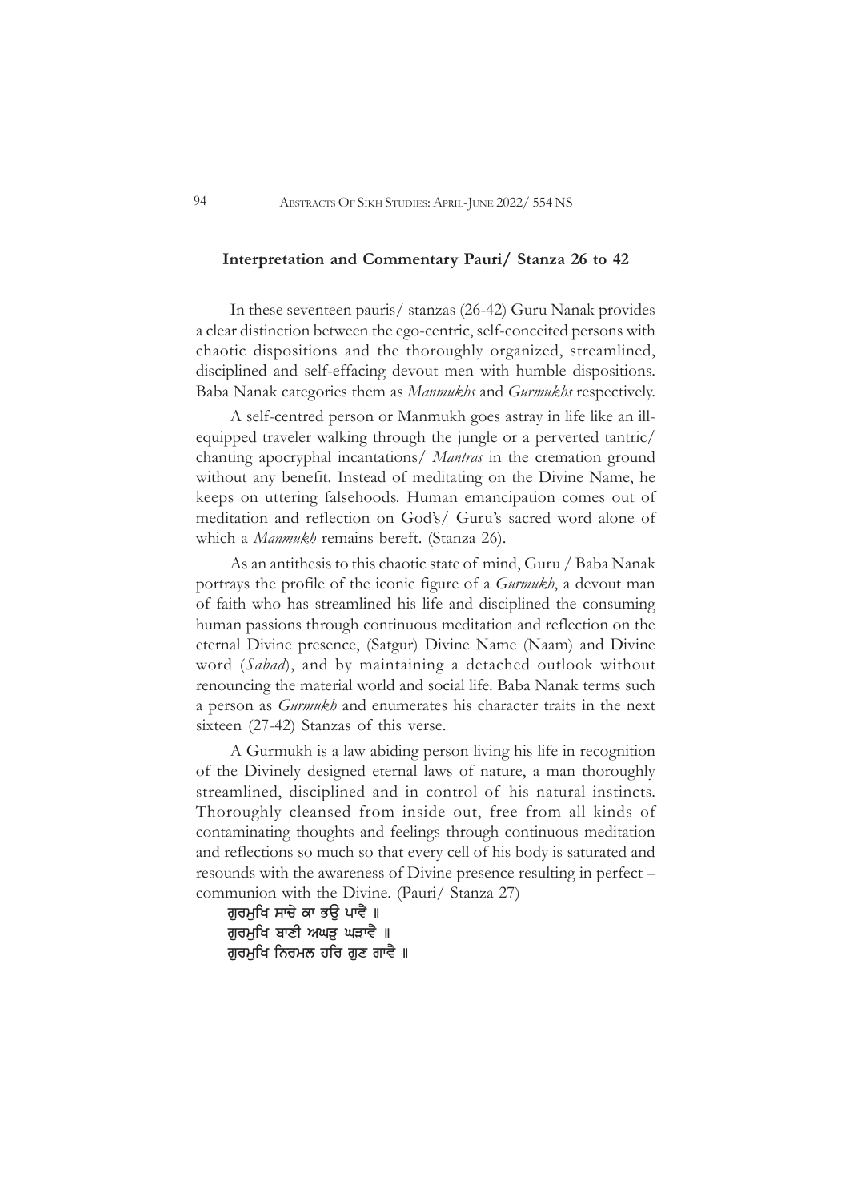**Interpretation and Commentary Pauri/ Stanza 26 to 42**

In these seventeen pauris/ stanzas (26-42) Guru Nanak provides a clear distinction between the ego-centric, self-conceited persons with chaotic dispositions and the thoroughly organized, streamlined, disciplined and self-effacing devout men with humble dispositions. Baba Nanak categories them as *Manmukhs* and *Gurmukhs* respectively.

A self-centred person or Manmukh goes astray in life like an ill-equipped traveler walking through the jungle or a perverted tantric/ chanting apocryphal incantations/ *Mantras* in the cremation ground without any benefit. Instead of meditating on the Divine Name, he keeps on uttering falsehoods. Human emancipation comes out of meditation and reflection on God's/ Guru's sacred word alone of which a *Manmukh* remains bereft. (Stanza 26).

As an antithesis to this chaotic state of mind, Guru / Baba Nanak portrays the profile of the iconic figure of a *Gurmukh*, a devout man of faith who has streamlined his life and disciplined the consuming human passions through continuous meditation and reflection on the eternal Divine presence, (Satgur) Divine Name (Naam) and Divine word (*Sabad*), and by maintaining a detached outlook without renouncing the material world and social life. Baba Nanak terms such a person as *Gurmukh* and enumerates his character traits in the next sixteen (27-42) Stanzas of this verse.

A Gurmukh is a law abiding person living his life in recognition of the Divinely designed eternal laws of nature, a man thoroughly streamlined, disciplined and in control of his natural instincts. Thoroughly cleansed from inside out, free from all kinds of contaminating thoughts and feelings through continuous meditation and reflections so much so that every cell of his body is saturated and resounds with the awareness of Divine presence resulting in perfect – communion with the Divine. (Pauri/ Stanza 27)

ਗੁਰਮੁਖਿ ਸਾਚੇ ਕਾ ਭਉ ਪਾਵੈ ॥
ਗੁਰਮੁਖਿ ਬਾਣੀ ਅਘੜੁ ਘੜਾਵੈ ॥
ਗੁਰਮੁਖਿ ਨਿਰਮਲ ਹਰਿ ਗੁਣ ਗਾਵੈ ॥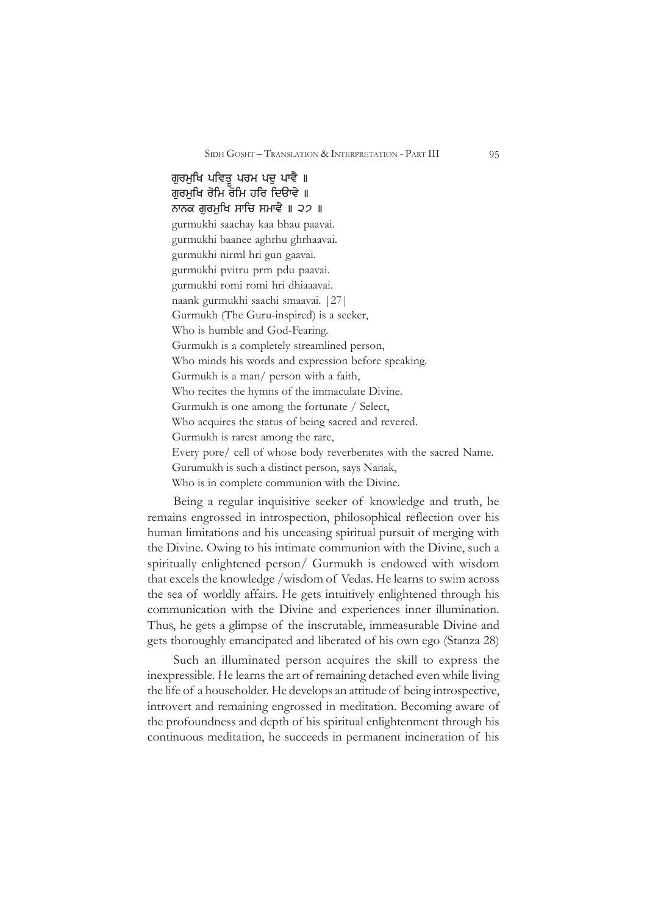ਗੁਰਮੁਖਿ ਪਵਿਤ੍ਰੁ ਪਰਮ ਪਦੁ ਪਾਵੈ ॥
ਗੁਰਮੁਖਿ ਰੋਮਿ ਰੋਮਿ ਹਰਿ ਧਿਆਵੈ ॥
ਨਾਨਕ ਗੁਰਮੁਖਿ ਸਾਚਿ ਸਮਾਵੈ ॥ ੨੭ ॥

gurmukhi saachay kaa bhau paavai.
gurmukhi baanee aghrhu ghrhaavai.
gurmukhi nirml hri gun gaavai.
gurmukhi pvitru prm pdu paavai.
gurmukhi romi romi hri dhiaaavai.
naank gurmukhi saachi smaavai. |27|

Gurmukh (The Guru-inspired) is a seeker,
Who is humble and God-Fearing.
Gurmukh is a completely streamlined person,
Who minds his words and expression before speaking.
Gurmukh is a man/ person with a faith,
Who recites the hymns of the immaculate Divine.
Gurmukh is one among the fortunate / Select,
Who acquires the status of being sacred and revered.
Gurmukh is rarest among the rare,
Every pore/ cell of whose body reverberates with the sacred Name.
Gurumukh is such a distinct person, says Nanak,
Who is in complete communion with the Divine.

Being a regular inquisitive seeker of knowledge and truth, he remains engrossed in introspection, philosophical reflection over his human limitations and his unceasing spiritual pursuit of merging with the Divine. Owing to his intimate communion with the Divine, such a spiritually enlightened person/ Gurmukh is endowed with wisdom that excels the knowledge /wisdom of Vedas. He learns to swim across the sea of worldly affairs. He gets intuitively enlightened through his communication with the Divine and experiences inner illumination. Thus, he gets a glimpse of the inscrutable, immeasurable Divine and gets thoroughly emancipated and liberated of his own ego (Stanza 28)

Such an illuminated person acquires the skill to express the inexpressible. He learns the art of remaining detached even while living the life of a householder. He develops an attitude of being introspective, introvert and remaining engrossed in meditation. Becoming aware of the profoundness and depth of his spiritual enlightenment through his continuous meditation, he succeeds in permanent incineration of his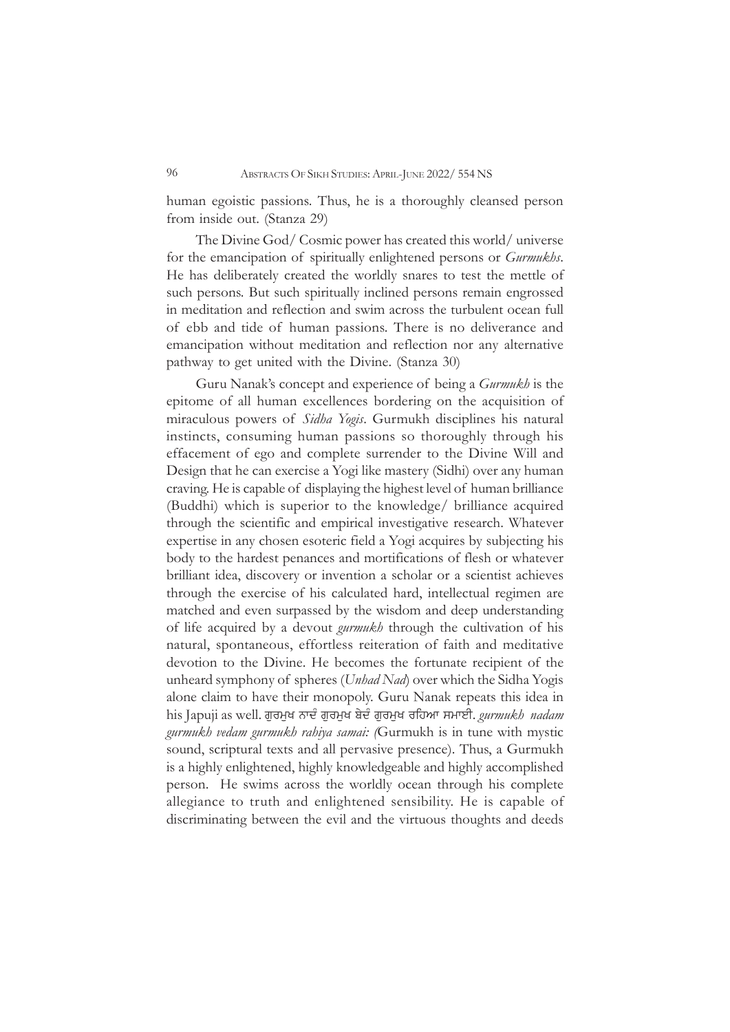human egoistic passions. Thus, he is a thoroughly cleansed person from inside out. (Stanza 29)

The Divine God/ Cosmic power has created this world/ universe for the emancipation of spiritually enlightened persons or *Gurmukhs*. He has deliberately created the worldly snares to test the mettle of such persons. But such spiritually inclined persons remain engrossed in meditation and reflection and swim across the turbulent ocean full of ebb and tide of human passions. There is no deliverance and emancipation without meditation and reflection nor any alternative pathway to get united with the Divine. (Stanza 30)

Guru Nanak's concept and experience of being a *Gurmukh* is the epitome of all human excellences bordering on the acquisition of miraculous powers of *Sidha Yogis*. Gurmukh disciplines his natural instincts, consuming human passions so thoroughly through his effacement of ego and complete surrender to the Divine Will and Design that he can exercise a Yogi like mastery (Sidhi) over any human craving. He is capable of displaying the highest level of human brilliance (Buddhi) which is superior to the knowledge/ brilliance acquired through the scientific and empirical investigative research. Whatever expertise in any chosen esoteric field a Yogi acquires by subjecting his body to the hardest penances and mortifications of flesh or whatever brilliant idea, discovery or invention a scholar or a scientist achieves through the exercise of his calculated hard, intellectual regimen are matched and even surpassed by the wisdom and deep understanding of life acquired by a devout *gurmukh* through the cultivation of his natural, spontaneous, effortless reiteration of faith and meditative devotion to the Divine. He becomes the fortunate recipient of the unheard symphony of spheres (*Unhad Nad*) over which the Sidha Yogis alone claim to have their monopoly. Guru Nanak repeats this idea in his Japuji as well. ਗੁਰਮੁਖ ਨਾਦੰ ਗੁਰਮੁਖ ਬੇਦੰ ਗੁਰਮੁਖ ਰਹਿਆ ਸਮਾਈ. *gurmukh nadam gurmukh vedam gurmukh rahiya samai: (*Gurmukh is in tune with mystic sound, scriptural texts and all pervasive presence). Thus, a Gurmukh is a highly enlightened, highly knowledgeable and highly accomplished person. He swims across the worldly ocean through his complete allegiance to truth and enlightened sensibility. He is capable of discriminating between the evil and the virtuous thoughts and deeds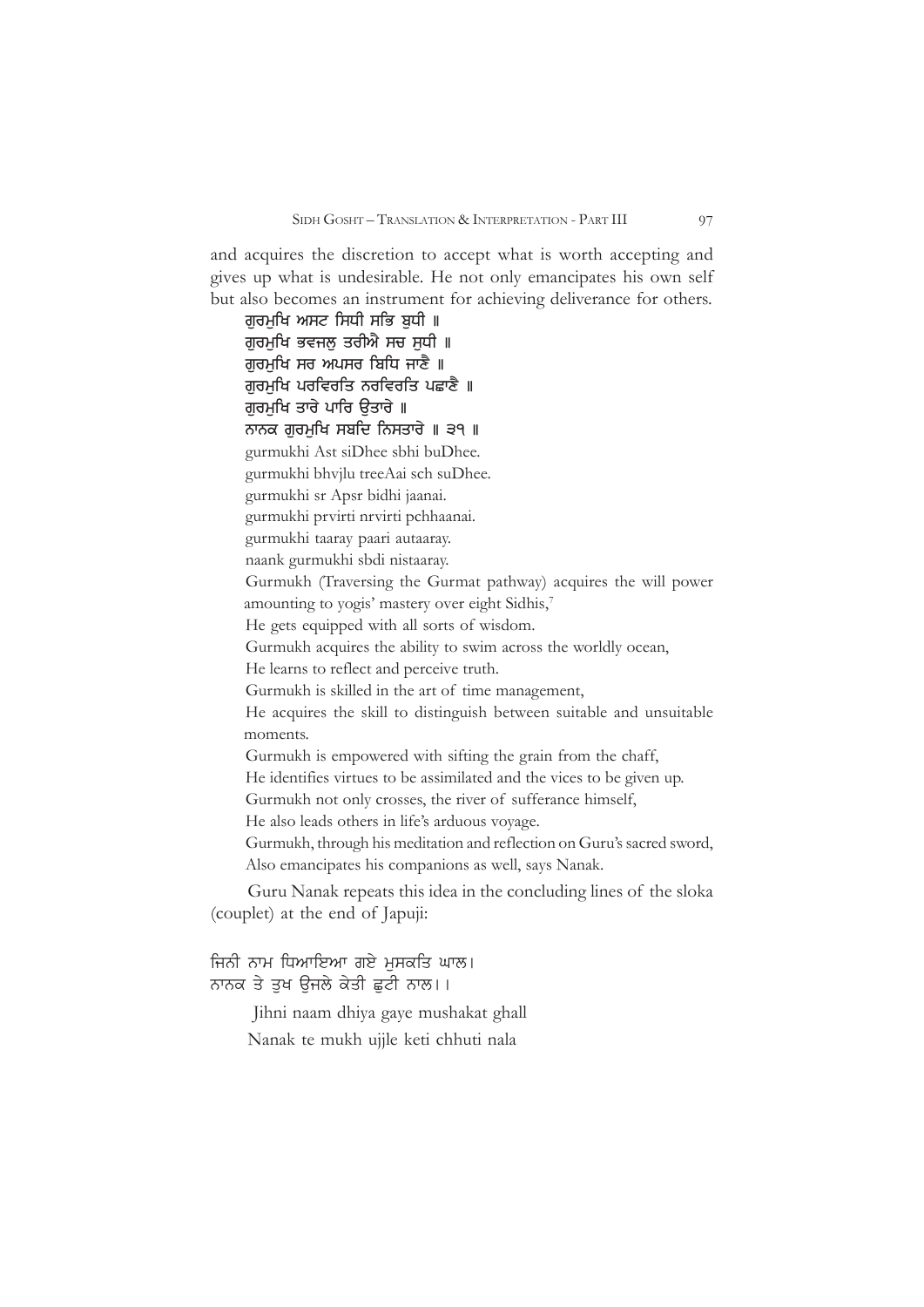and acquires the discretion to accept what is worth accepting and gives up what is undesirable. He not only emancipates his own self but also becomes an instrument for achieving deliverance for others.

ਗੁਰਮੁਖਿ ਅਸਟ ਸਿਧੀ ਸਭਿ ਬੁਧੀ ॥
ਗੁਰਮੁਖਿ ਭਵਜਲੁ ਤਰੀਐ ਸਚ ਸੁਧੀ ॥
ਗੁਰਮੁਖਿ ਸਰ ਅਪਸਰ ਬਿਧਿ ਜਾਣੈ ॥
ਗੁਰਮੁਖਿ ਪਰਵਿਰਤਿ ਨਰਵਿਰਤਿ ਪਛਾਣੈ ॥
ਗੁਰਮੁਖਿ ਤਾਰੇ ਪਾਰਿ ਉਤਾਰੇ ॥
ਨਾਨਕ ਗੁਰਮੁਖਿ ਸਬਦਿ ਨਿਸਤਾਰੇ ॥ ੩੧ ॥

gurmukhi Ast siDhee sbhi buDhee.
gurmukhi bhvjlu treeAai sch suDhee.
gurmukhi sr Apsr bidhi jaanai.
gurmukhi prvirti nrvirti pchhaanai.
gurmukhi taaray paari autaaray.
naank gurmukhi sbdi nistaaray.

Gurmukh (Traversing the Gurmat pathway) acquires the will power amounting to yogis' mastery over eight Sidhis,[7]
He gets equipped with all sorts of wisdom.
Gurmukh acquires the ability to swim across the worldly ocean,
He learns to reflect and perceive truth.
Gurmukh is skilled in the art of time management,
He acquires the skill to distinguish between suitable and unsuitable moments.
Gurmukh is empowered with sifting the grain from the chaff,
He identifies virtues to be assimilated and the vices to be given up.
Gurmukh not only crosses, the river of sufferance himself,
He also leads others in life's arduous voyage.
Gurmukh, through his meditation and reflection on Guru's sacred sword,
Also emancipates his companions as well, says Nanak.

Guru Nanak repeats this idea in the concluding lines of the sloka (couplet) at the end of Japuji:

ਜਿਨੀ ਨਾਮ ਧਿਆਇਆ ਗਏ ਮੁਸਕਤਿ ਘਾਲ।
ਨਾਨਕ ਤੇ ਤੁਖ ਉਜਲੇ ਕੇਤੀ ਛੁਟੀ ਨਾਲ।।

Jihni naam dhiya gaye mushakat ghall
Nanak te mukh ujjle keti chhuti nala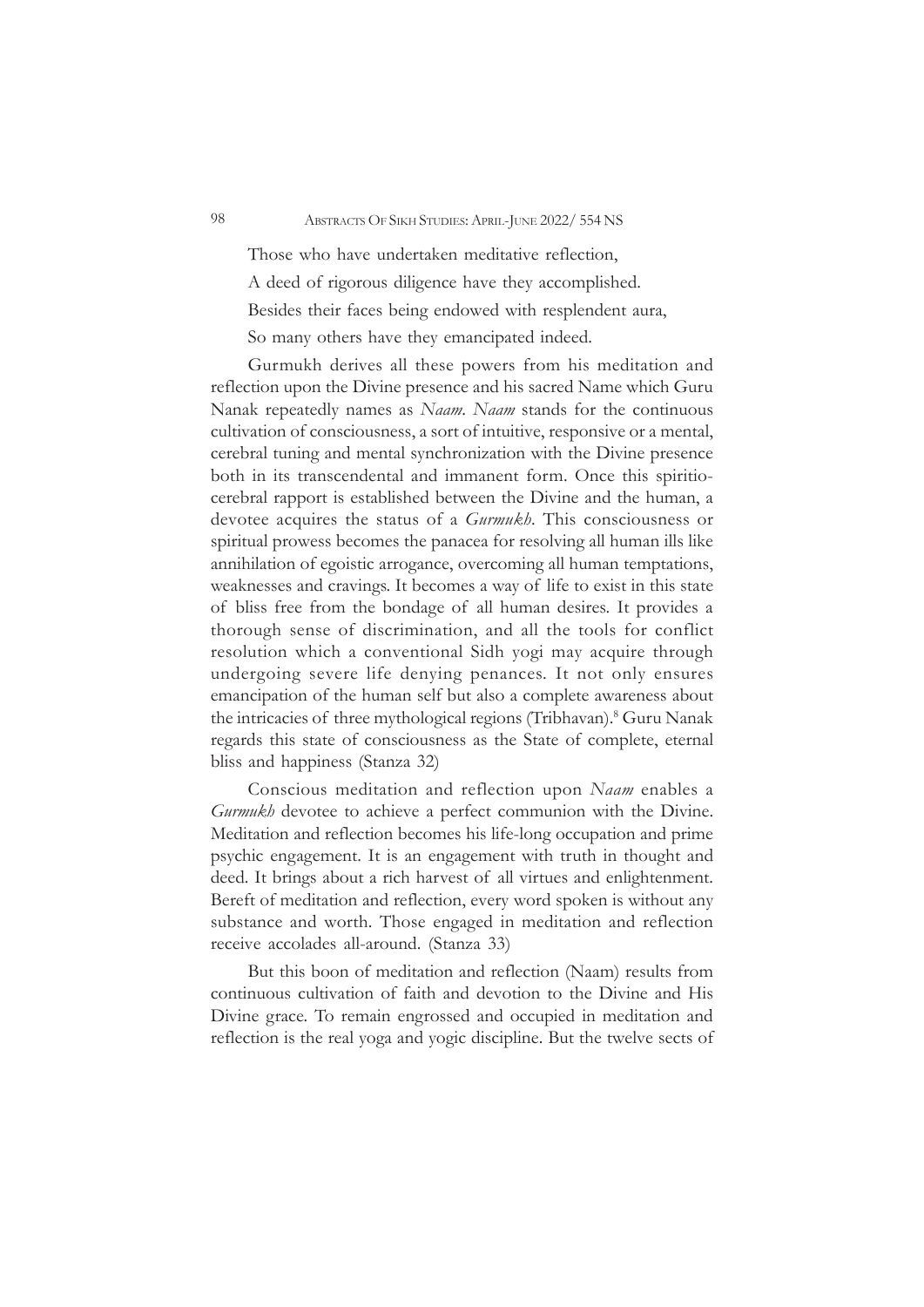Those who have undertaken meditative reflection,

A deed of rigorous diligence have they accomplished.

Besides their faces being endowed with resplendent aura,

So many others have they emancipated indeed.

Gurmukh derives all these powers from his meditation and reflection upon the Divine presence and his sacred Name which Guru Nanak repeatedly names as *Naam*. *Naam* stands for the continuous cultivation of consciousness, a sort of intuitive, responsive or a mental, cerebral tuning and mental synchronization with the Divine presence both in its transcendental and immanent form. Once this spiritio-cerebral rapport is established between the Divine and the human, a devotee acquires the status of a *Gurmukh*. This consciousness or spiritual prowess becomes the panacea for resolving all human ills like annihilation of egoistic arrogance, overcoming all human temptations, weaknesses and cravings. It becomes a way of life to exist in this state of bliss free from the bondage of all human desires. It provides a thorough sense of discrimination, and all the tools for conflict resolution which a conventional Sidh yogi may acquire through undergoing severe life denying penances. It not only ensures emancipation of the human self but also a complete awareness about the intricacies of three mythological regions (Tribhavan).[8] Guru Nanak regards this state of consciousness as the State of complete, eternal bliss and happiness (Stanza 32)

Conscious meditation and reflection upon *Naam* enables a *Gurmukh* devotee to achieve a perfect communion with the Divine. Meditation and reflection becomes his life-long occupation and prime psychic engagement. It is an engagement with truth in thought and deed. It brings about a rich harvest of all virtues and enlightenment. Bereft of meditation and reflection, every word spoken is without any substance and worth. Those engaged in meditation and reflection receive accolades all-around. (Stanza 33)

But this boon of meditation and reflection (Naam) results from continuous cultivation of faith and devotion to the Divine and His Divine grace. To remain engrossed and occupied in meditation and reflection is the real yoga and yogic discipline. But the twelve sects of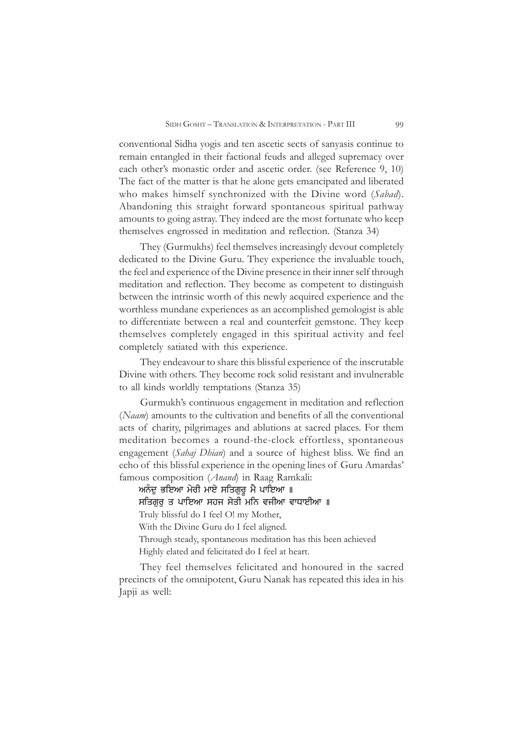conventional Sidha yogis and ten ascetic sects of sanyasis continue to remain entangled in their factional feuds and alleged supremacy over each other's monastic order and ascetic order. (see Reference 9, 10) The fact of the matter is that he alone gets emancipated and liberated who makes himself synchronized with the Divine word (*Sabad*). Abandoning this straight forward spontaneous spiritual pathway amounts to going astray. They indeed are the most fortunate who keep themselves engrossed in meditation and reflection. (Stanza 34)

They (Gurmukhs) feel themselves increasingly devout completely dedicated to the Divine Guru. They experience the invaluable touch, the feel and experience of the Divine presence in their inner self through meditation and reflection. They become as competent to distinguish between the intrinsic worth of this newly acquired experience and the worthless mundane experiences as an accomplished gemologist is able to differentiate between a real and counterfeit gemstone. They keep themselves completely engaged in this spiritual activity and feel completely satiated with this experience.

They endeavour to share this blissful experience of the inscrutable Divine with others. They become rock solid resistant and invulnerable to all kinds worldly temptations (Stanza 35)

Gurmukh's continuous engagement in meditation and reflection (*Naam*) amounts to the cultivation and benefits of all the conventional acts of charity, pilgrimages and ablutions at sacred places. For them meditation becomes a round-the-clock effortless, spontaneous engagement (*Sahaj Dhian*) and a source of highest bliss. We find an echo of this blissful experience in the opening lines of Guru Amardas' famous composition (*Anand*) in Raag Ramkali:

ਅਨੰਦੁ ਭਇਆ ਮੇਰੀ ਮਾਏ ਸਤਿਗੁਰੂ ਮੈ ਪਾਇਆ ॥
ਸਤਿਗੁਰੁ ਤ ਪਾਇਆ ਸਹਜ ਸੇਤੀ ਮਨਿ ਵਜੀਆ ਵਾਧਾਈਆ ॥

Truly blissful do I feel O! my Mother,
With the Divine Guru do I feel aligned.
Through steady, spontaneous meditation has this been achieved
Highly elated and felicitated do I feel at heart.

They feel themselves felicitated and honoured in the sacred precincts of the omnipotent, Guru Nanak has repeated this idea in his Japji as well: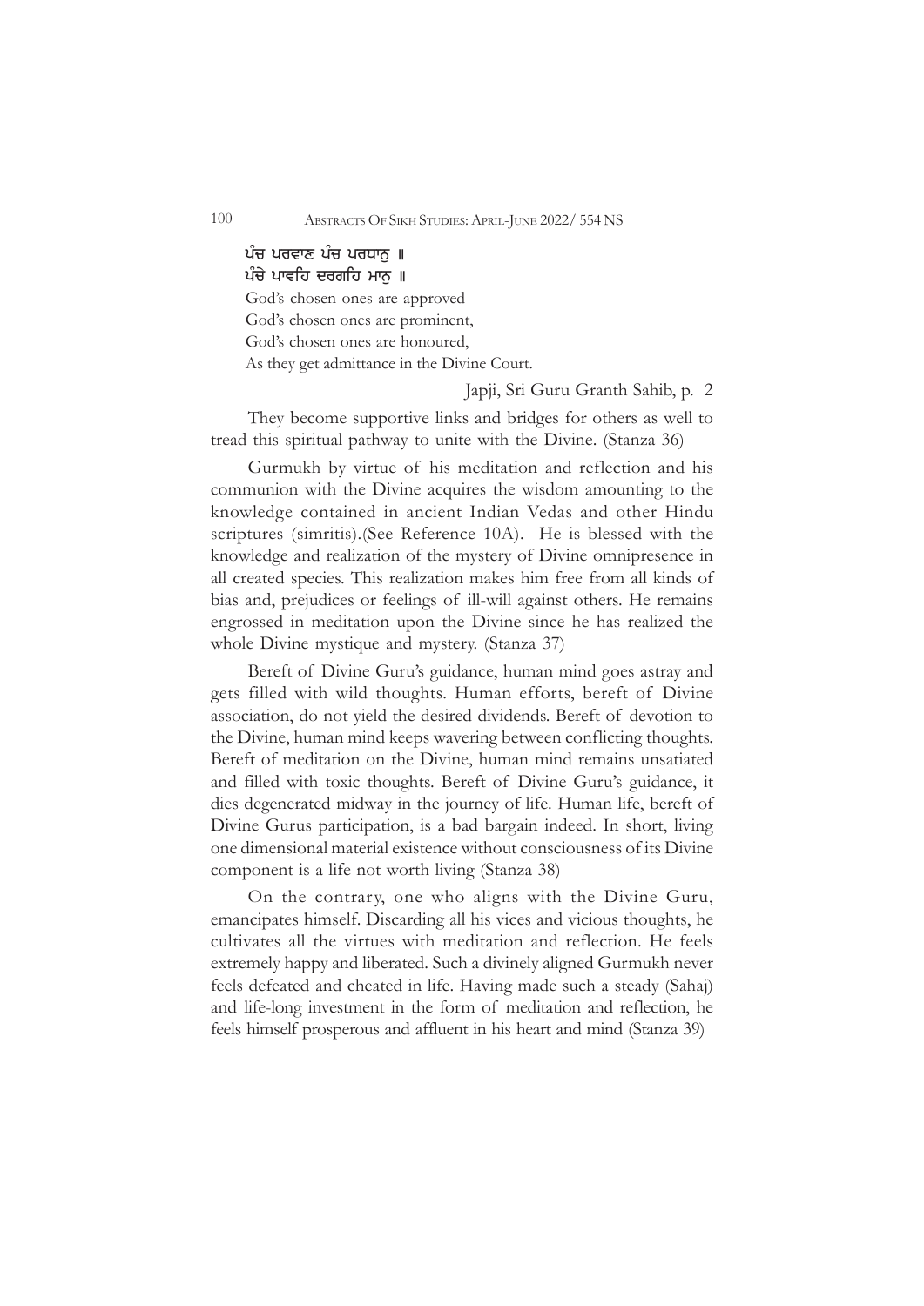ਪੰਚ ਪਰਵਾਣ ਪੰਚ ਪਰਧਾਨੁ ॥
ਪੰਚੇ ਪਾਵਹਿ ਦਰਗਹਿ ਮਾਨੁ ॥

God's chosen ones are approved
God's chosen ones are prominent,
God's chosen ones are honoured,
As they get admittance in the Divine Court.

Japji, Sri Guru Granth Sahib, p. 2

They become supportive links and bridges for others as well to tread this spiritual pathway to unite with the Divine. (Stanza 36)

Gurmukh by virtue of his meditation and reflection and his communion with the Divine acquires the wisdom amounting to the knowledge contained in ancient Indian Vedas and other Hindu scriptures (simritis).(See Reference 10A). He is blessed with the knowledge and realization of the mystery of Divine omnipresence in all created species. This realization makes him free from all kinds of bias and, prejudices or feelings of ill-will against others. He remains engrossed in meditation upon the Divine since he has realized the whole Divine mystique and mystery. (Stanza 37)

Bereft of Divine Guru's guidance, human mind goes astray and gets filled with wild thoughts. Human efforts, bereft of Divine association, do not yield the desired dividends. Bereft of devotion to the Divine, human mind keeps wavering between conflicting thoughts. Bereft of meditation on the Divine, human mind remains unsatiated and filled with toxic thoughts. Bereft of Divine Guru's guidance, it dies degenerated midway in the journey of life. Human life, bereft of Divine Gurus participation, is a bad bargain indeed. In short, living one dimensional material existence without consciousness of its Divine component is a life not worth living (Stanza 38)

On the contrary, one who aligns with the Divine Guru, emancipates himself. Discarding all his vices and vicious thoughts, he cultivates all the virtues with meditation and reflection. He feels extremely happy and liberated. Such a divinely aligned Gurmukh never feels defeated and cheated in life. Having made such a steady (Sahaj) and life-long investment in the form of meditation and reflection, he feels himself prosperous and affluent in his heart and mind (Stanza 39)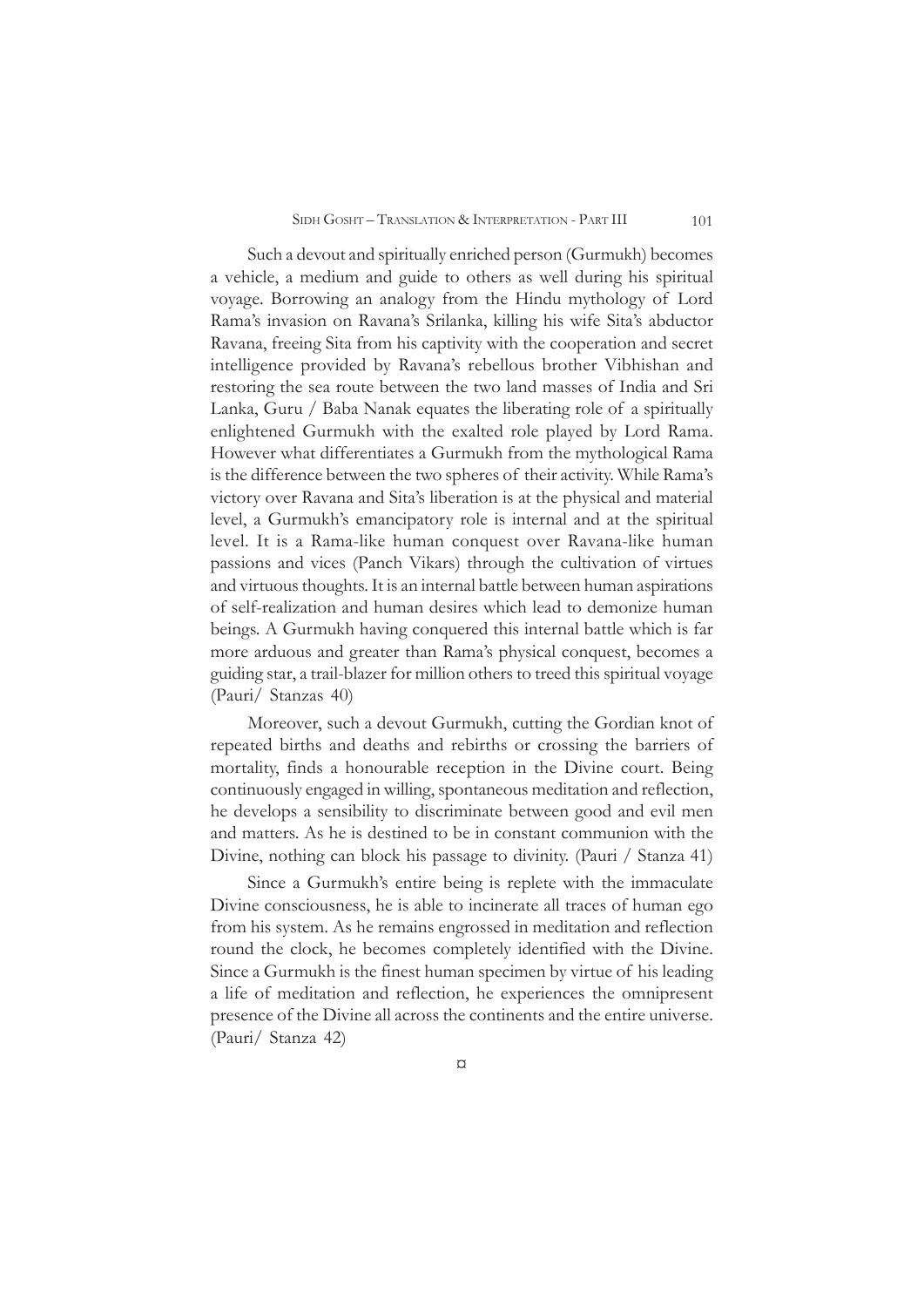Such a devout and spiritually enriched person (Gurmukh) becomes a vehicle, a medium and guide to others as well during his spiritual voyage. Borrowing an analogy from the Hindu mythology of Lord Rama's invasion on Ravana's Srilanka, killing his wife Sita's abductor Ravana, freeing Sita from his captivity with the cooperation and secret intelligence provided by Ravana's rebellous brother Vibhishan and restoring the sea route between the two land masses of India and Sri Lanka, Guru / Baba Nanak equates the liberating role of a spiritually enlightened Gurmukh with the exalted role played by Lord Rama. However what differentiates a Gurmukh from the mythological Rama is the difference between the two spheres of their activity. While Rama's victory over Ravana and Sita's liberation is at the physical and material level, a Gurmukh's emancipatory role is internal and at the spiritual level. It is a Rama-like human conquest over Ravana-like human passions and vices (Panch Vikars) through the cultivation of virtues and virtuous thoughts. It is an internal battle between human aspirations of self-realization and human desires which lead to demonize human beings. A Gurmukh having conquered this internal battle which is far more arduous and greater than Rama's physical conquest, becomes a guiding star, a trail-blazer for million others to treed this spiritual voyage (Pauri/ Stanzas 40)

Moreover, such a devout Gurmukh, cutting the Gordian knot of repeated births and deaths and rebirths or crossing the barriers of mortality, finds a honourable reception in the Divine court. Being continuously engaged in willing, spontaneous meditation and reflection, he develops a sensibility to discriminate between good and evil men and matters. As he is destined to be in constant communion with the Divine, nothing can block his passage to divinity. (Pauri / Stanza 41)

Since a Gurmukh's entire being is replete with the immaculate Divine consciousness, he is able to incinerate all traces of human ego from his system. As he remains engrossed in meditation and reflection round the clock, he becomes completely identified with the Divine. Since a Gurmukh is the finest human specimen by virtue of his leading a life of meditation and reflection, he experiences the omnipresent presence of the Divine all across the continents and the entire universe. (Pauri/ Stanza 42)

¤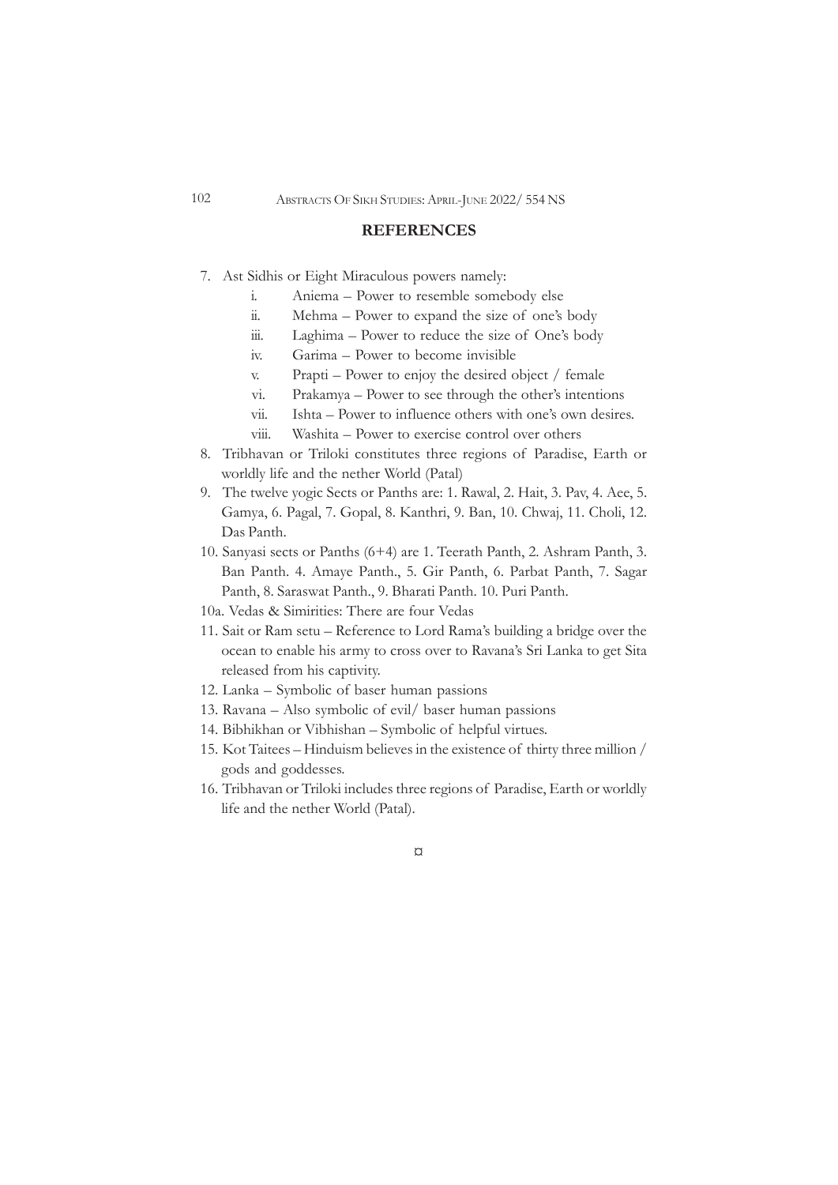## REFERENCES

7. Ast Sidhis or Eight Miraculous powers namely:
   - i. Aniema – Power to resemble somebody else
   - ii. Mehma – Power to expand the size of one's body
   - iii. Laghima – Power to reduce the size of One's body
   - iv. Garima – Power to become invisible
   - v. Prapti – Power to enjoy the desired object / female
   - vi. Prakamya – Power to see through the other's intentions
   - vii. Ishta – Power to influence others with one's own desires.
   - viii. Washita – Power to exercise control over others
8. Tribhavan or Triloki constitutes three regions of Paradise, Earth or worldly life and the nether World (Patal)
9. The twelve yogic Sects or Panths are: 1. Rawal, 2. Hait, 3. Pav, 4. Aee, 5. Gamya, 6. Pagal, 7. Gopal, 8. Kanthri, 9. Ban, 10. Chwaj, 11. Choli, 12. Das Panth.
10. Sanyasi sects or Panths (6+4) are 1. Teerath Panth, 2. Ashram Panth, 3. Ban Panth. 4. Amaye Panth., 5. Gir Panth, 6. Parbat Panth, 7. Sagar Panth, 8. Saraswat Panth., 9. Bharati Panth. 10. Puri Panth.

10a. Vedas & Simirities: There are four Vedas

11. Sait or Ram setu – Reference to Lord Rama's building a bridge over the ocean to enable his army to cross over to Ravana's Sri Lanka to get Sita released from his captivity.
12. Lanka – Symbolic of baser human passions
13. Ravana – Also symbolic of evil/ baser human passions
14. Bibhikhan or Vibhishan – Symbolic of helpful virtues.
15. Kot Taitees – Hinduism believes in the existence of thirty three million / gods and goddesses.
16. Tribhavan or Triloki includes three regions of Paradise, Earth or worldly life and the nether World (Patal).

¤